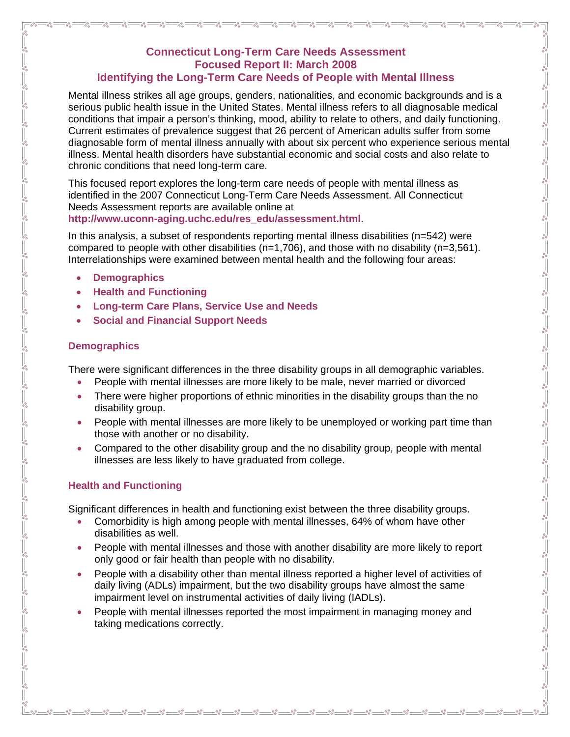# Connecticut Long-Term Care Needs Assessment
## Focused Report II: March 2008
## Identifying the Long-Term Care Needs of People with Mental Illness

Mental illness strikes all age groups, genders, nationalities, and economic backgrounds and is a serious public health issue in the United States. Mental illness refers to all diagnosable medical conditions that impair a person's thinking, mood, ability to relate to others, and daily functioning. Current estimates of prevalence suggest that 26 percent of American adults suffer from some diagnosable form of mental illness annually with about six percent who experience serious mental illness. Mental health disorders have substantial economic and social costs and also relate to chronic conditions that need long-term care.

This focused report explores the long-term care needs of people with mental illness as identified in the 2007 Connecticut Long-Term Care Needs Assessment. All Connecticut Needs Assessment reports are available online at **http://www.uconn-aging.uchc.edu/res_edu/assessment.html**.

In this analysis, a subset of respondents reporting mental illness disabilities (n=542) were compared to people with other disabilities (n=1,706), and those with no disability (n=3,561). Interrelationships were examined between mental health and the following four areas:

- **Demographics**
- **Health and Functioning**
- **Long-term Care Plans, Service Use and Needs**
- **Social and Financial Support Needs**

### Demographics

There were significant differences in the three disability groups in all demographic variables.

- People with mental illnesses are more likely to be male, never married or divorced
- There were higher proportions of ethnic minorities in the disability groups than the no disability group.
- People with mental illnesses are more likely to be unemployed or working part time than those with another or no disability.
- Compared to the other disability group and the no disability group, people with mental illnesses are less likely to have graduated from college.

### Health and Functioning

Significant differences in health and functioning exist between the three disability groups.

- Comorbidity is high among people with mental illnesses, 64% of whom have other disabilities as well.
- People with mental illnesses and those with another disability are more likely to report only good or fair health than people with no disability.
- People with a disability other than mental illness reported a higher level of activities of daily living (ADLs) impairment, but the two disability groups have almost the same impairment level on instrumental activities of daily living (IADLs).
- People with mental illnesses reported the most impairment in managing money and taking medications correctly.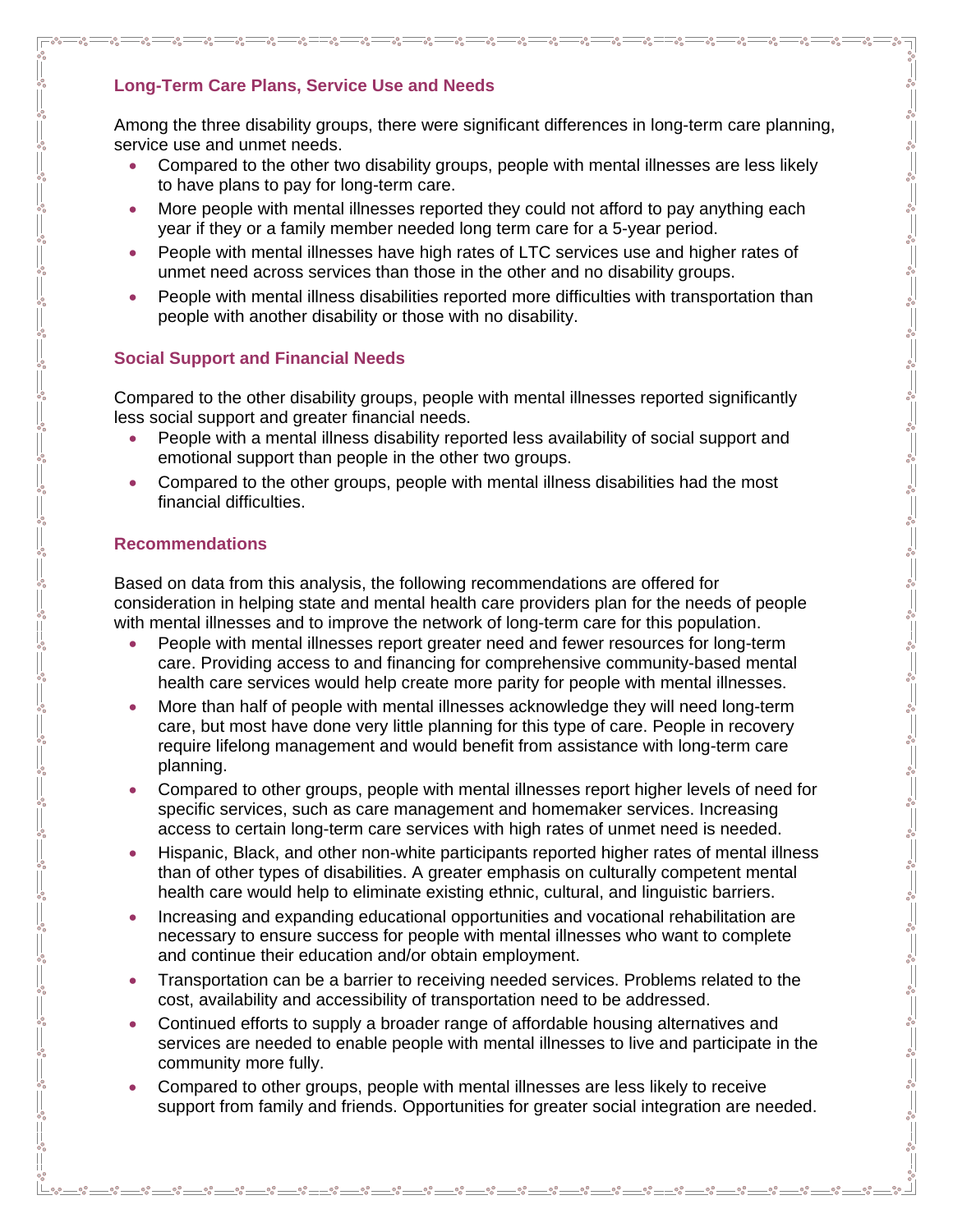### Long-Term Care Plans, Service Use and Needs

Among the three disability groups, there were significant differences in long-term care planning, service use and unmet needs.

- Compared to the other two disability groups, people with mental illnesses are less likely to have plans to pay for long-term care.
- More people with mental illnesses reported they could not afford to pay anything each year if they or a family member needed long term care for a 5-year period.
- People with mental illnesses have high rates of LTC services use and higher rates of unmet need across services than those in the other and no disability groups.
- People with mental illness disabilities reported more difficulties with transportation than people with another disability or those with no disability.

### Social Support and Financial Needs

Compared to the other disability groups, people with mental illnesses reported significantly less social support and greater financial needs.

- People with a mental illness disability reported less availability of social support and emotional support than people in the other two groups.
- Compared to the other groups, people with mental illness disabilities had the most financial difficulties.

### Recommendations

Based on data from this analysis, the following recommendations are offered for consideration in helping state and mental health care providers plan for the needs of people with mental illnesses and to improve the network of long-term care for this population.

- People with mental illnesses report greater need and fewer resources for long-term care. Providing access to and financing for comprehensive community-based mental health care services would help create more parity for people with mental illnesses.
- More than half of people with mental illnesses acknowledge they will need long-term care, but most have done very little planning for this type of care. People in recovery require lifelong management and would benefit from assistance with long-term care planning.
- Compared to other groups, people with mental illnesses report higher levels of need for specific services, such as care management and homemaker services. Increasing access to certain long-term care services with high rates of unmet need is needed.
- Hispanic, Black, and other non-white participants reported higher rates of mental illness than of other types of disabilities. A greater emphasis on culturally competent mental health care would help to eliminate existing ethnic, cultural, and linguistic barriers.
- Increasing and expanding educational opportunities and vocational rehabilitation are necessary to ensure success for people with mental illnesses who want to complete and continue their education and/or obtain employment.
- Transportation can be a barrier to receiving needed services. Problems related to the cost, availability and accessibility of transportation need to be addressed.
- Continued efforts to supply a broader range of affordable housing alternatives and services are needed to enable people with mental illnesses to live and participate in the community more fully.
- Compared to other groups, people with mental illnesses are less likely to receive support from family and friends. Opportunities for greater social integration are needed.